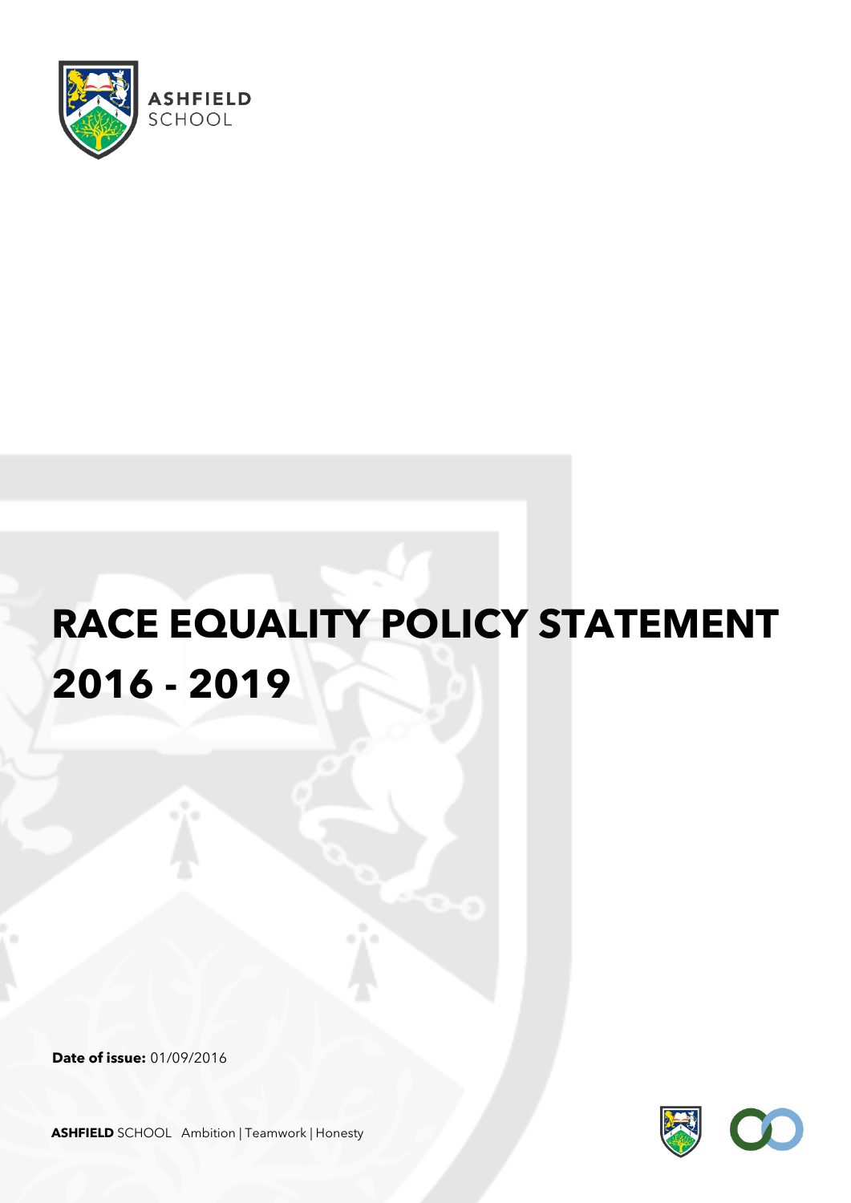ASHFIELD SCHOOL

# RACE EQUALITY POLICY STATEMENT 2016 - 2019

**Date of issue:** 01/09/2016

**ASHFIELD** SCHOOL Ambition | Teamwork | Honesty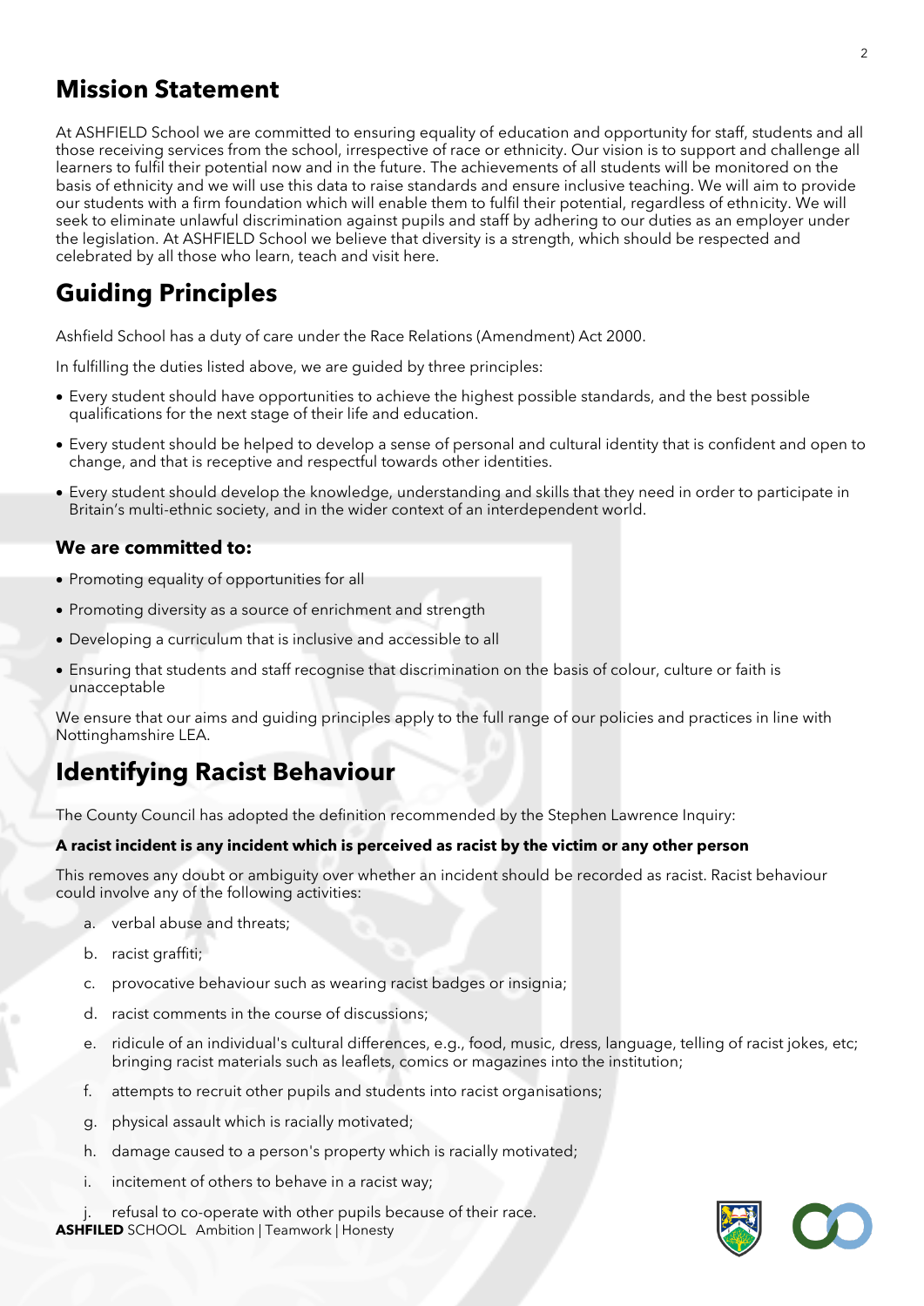## Mission Statement

At ASHFIELD School we are committed to ensuring equality of education and opportunity for staff, students and all those receiving services from the school, irrespective of race or ethnicity. Our vision is to support and challenge all learners to fulfil their potential now and in the future. The achievements of all students will be monitored on the basis of ethnicity and we will use this data to raise standards and ensure inclusive teaching. We will aim to provide our students with a firm foundation which will enable them to fulfil their potential, regardless of ethnicity. We will seek to eliminate unlawful discrimination against pupils and staff by adhering to our duties as an employer under the legislation. At ASHFIELD School we believe that diversity is a strength, which should be respected and celebrated by all those who learn, teach and visit here.

## Guiding Principles

Ashfield School has a duty of care under the Race Relations (Amendment) Act 2000.

In fulfilling the duties listed above, we are guided by three principles:

- Every student should have opportunities to achieve the highest possible standards, and the best possible qualifications for the next stage of their life and education.
- Every student should be helped to develop a sense of personal and cultural identity that is confident and open to change, and that is receptive and respectful towards other identities.
- Every student should develop the knowledge, understanding and skills that they need in order to participate in Britain's multi-ethnic society, and in the wider context of an interdependent world.

### We are committed to:

- Promoting equality of opportunities for all
- Promoting diversity as a source of enrichment and strength
- Developing a curriculum that is inclusive and accessible to all
- Ensuring that students and staff recognise that discrimination on the basis of colour, culture or faith is unacceptable

We ensure that our aims and guiding principles apply to the full range of our policies and practices in line with Nottinghamshire LEA.

## Identifying Racist Behaviour

The County Council has adopted the definition recommended by the Stephen Lawrence Inquiry:

**A racist incident is any incident which is perceived as racist by the victim or any other person**

This removes any doubt or ambiguity over whether an incident should be recorded as racist. Racist behaviour could involve any of the following activities:

a. verbal abuse and threats;

b. racist graffiti;

c. provocative behaviour such as wearing racist badges or insignia;

d. racist comments in the course of discussions;

e. ridicule of an individual's cultural differences, e.g., food, music, dress, language, telling of racist jokes, etc; bringing racist materials such as leaflets, comics or magazines into the institution;

f. attempts to recruit other pupils and students into racist organisations;

g. physical assault which is racially motivated;

h. damage caused to a person's property which is racially motivated;

i. incitement of others to behave in a racist way;

j. refusal to co-operate with other pupils because of their race.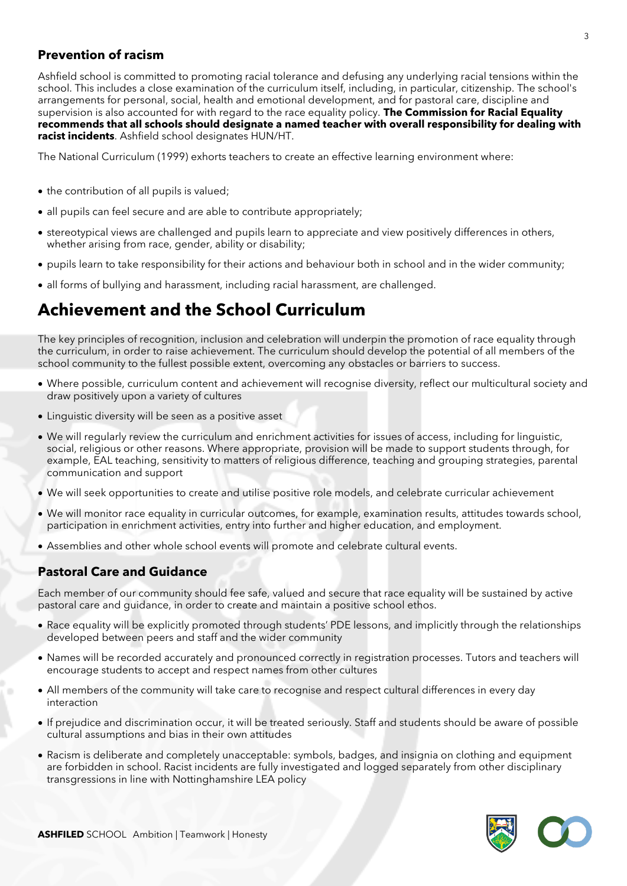### Prevention of racism

Ashfield school is committed to promoting racial tolerance and defusing any underlying racial tensions within the school. This includes a close examination of the curriculum itself, including, in particular, citizenship. The school's arrangements for personal, social, health and emotional development, and for pastoral care, discipline and supervision is also accounted for with regard to the race equality policy. **The Commission for Racial Equality recommends that all schools should designate a named teacher with overall responsibility for dealing with racist incidents**. Ashfield school designates HUN/HT.

The National Curriculum (1999) exhorts teachers to create an effective learning environment where:

- the contribution of all pupils is valued;
- all pupils can feel secure and are able to contribute appropriately;
- stereotypical views are challenged and pupils learn to appreciate and view positively differences in others, whether arising from race, gender, ability or disability;
- pupils learn to take responsibility for their actions and behaviour both in school and in the wider community;
- all forms of bullying and harassment, including racial harassment, are challenged.

## Achievement and the School Curriculum

The key principles of recognition, inclusion and celebration will underpin the promotion of race equality through the curriculum, in order to raise achievement. The curriculum should develop the potential of all members of the school community to the fullest possible extent, overcoming any obstacles or barriers to success.

- Where possible, curriculum content and achievement will recognise diversity, reflect our multicultural society and draw positively upon a variety of cultures
- Linguistic diversity will be seen as a positive asset
- We will regularly review the curriculum and enrichment activities for issues of access, including for linguistic, social, religious or other reasons. Where appropriate, provision will be made to support students through, for example, EAL teaching, sensitivity to matters of religious difference, teaching and grouping strategies, parental communication and support
- We will seek opportunities to create and utilise positive role models, and celebrate curricular achievement
- We will monitor race equality in curricular outcomes, for example, examination results, attitudes towards school, participation in enrichment activities, entry into further and higher education, and employment.
- Assemblies and other whole school events will promote and celebrate cultural events.

### Pastoral Care and Guidance

Each member of our community should fee safe, valued and secure that race equality will be sustained by active pastoral care and guidance, in order to create and maintain a positive school ethos.

- Race equality will be explicitly promoted through students' PDE lessons, and implicitly through the relationships developed between peers and staff and the wider community
- Names will be recorded accurately and pronounced correctly in registration processes. Tutors and teachers will encourage students to accept and respect names from other cultures
- All members of the community will take care to recognise and respect cultural differences in every day interaction
- If prejudice and discrimination occur, it will be treated seriously. Staff and students should be aware of possible cultural assumptions and bias in their own attitudes
- Racism is deliberate and completely unacceptable: symbols, badges, and insignia on clothing and equipment are forbidden in school. Racist incidents are fully investigated and logged separately from other disciplinary transgressions in line with Nottinghamshire LEA policy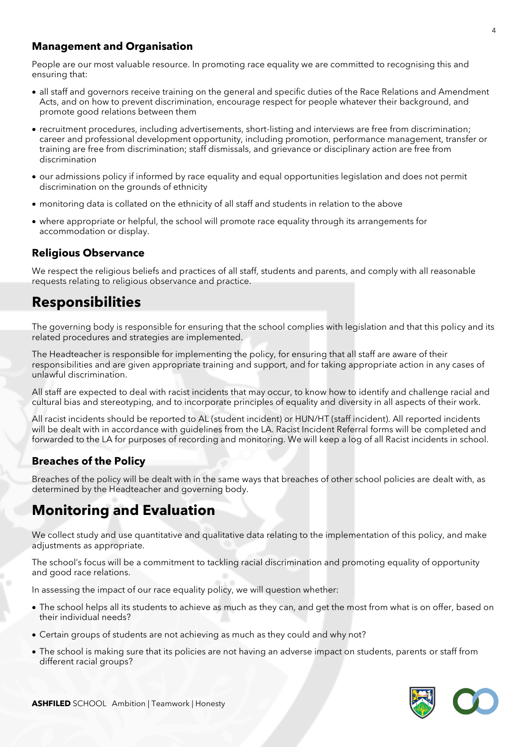### Management and Organisation

People are our most valuable resource. In promoting race equality we are committed to recognising this and ensuring that:

- all staff and governors receive training on the general and specific duties of the Race Relations and Amendment Acts, and on how to prevent discrimination, encourage respect for people whatever their background, and promote good relations between them
- recruitment procedures, including advertisements, short-listing and interviews are free from discrimination; career and professional development opportunity, including promotion, performance management, transfer or training are free from discrimination; staff dismissals, and grievance or disciplinary action are free from discrimination
- our admissions policy if informed by race equality and equal opportunities legislation and does not permit discrimination on the grounds of ethnicity
- monitoring data is collated on the ethnicity of all staff and students in relation to the above
- where appropriate or helpful, the school will promote race equality through its arrangements for accommodation or display.

### Religious Observance

We respect the religious beliefs and practices of all staff, students and parents, and comply with all reasonable requests relating to religious observance and practice.

## Responsibilities

The governing body is responsible for ensuring that the school complies with legislation and that this policy and its related procedures and strategies are implemented.

The Headteacher is responsible for implementing the policy, for ensuring that all staff are aware of their responsibilities and are given appropriate training and support, and for taking appropriate action in any cases of unlawful discrimination.

All staff are expected to deal with racist incidents that may occur, to know how to identify and challenge racial and cultural bias and stereotyping, and to incorporate principles of equality and diversity in all aspects of their work.

All racist incidents should be reported to AL (student incident) or HUN/HT (staff incident). All reported incidents will be dealt with in accordance with guidelines from the LA. Racist Incident Referral forms will be completed and forwarded to the LA for purposes of recording and monitoring. We will keep a log of all Racist incidents in school.

### Breaches of the Policy

Breaches of the policy will be dealt with in the same ways that breaches of other school policies are dealt with, as determined by the Headteacher and governing body.

## Monitoring and Evaluation

We collect study and use quantitative and qualitative data relating to the implementation of this policy, and make adjustments as appropriate.

The school's focus will be a commitment to tackling racial discrimination and promoting equality of opportunity and good race relations.

In assessing the impact of our race equality policy, we will question whether:

- The school helps all its students to achieve as much as they can, and get the most from what is on offer, based on their individual needs?
- Certain groups of students are not achieving as much as they could and why not?
- The school is making sure that its policies are not having an adverse impact on students, parents or staff from different racial groups?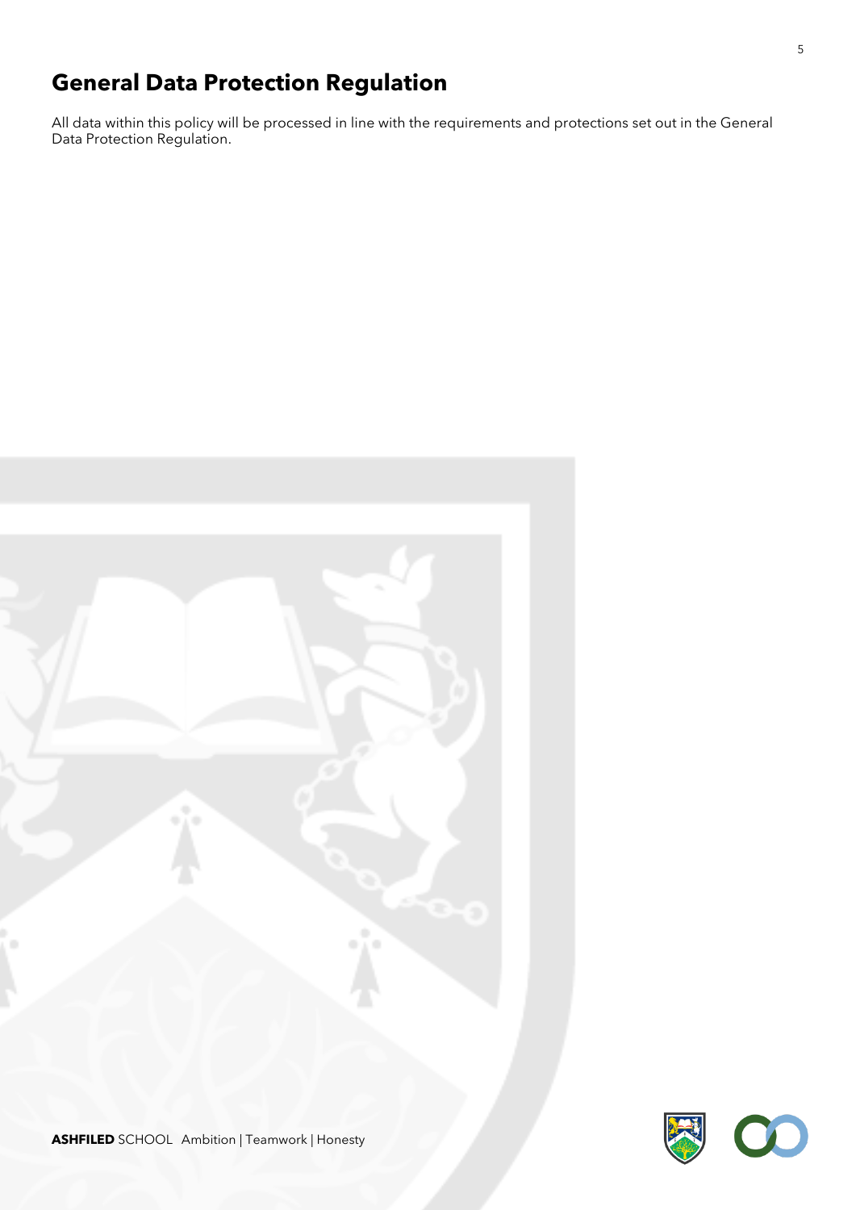## General Data Protection Regulation

All data within this policy will be processed in line with the requirements and protections set out in the General Data Protection Regulation.